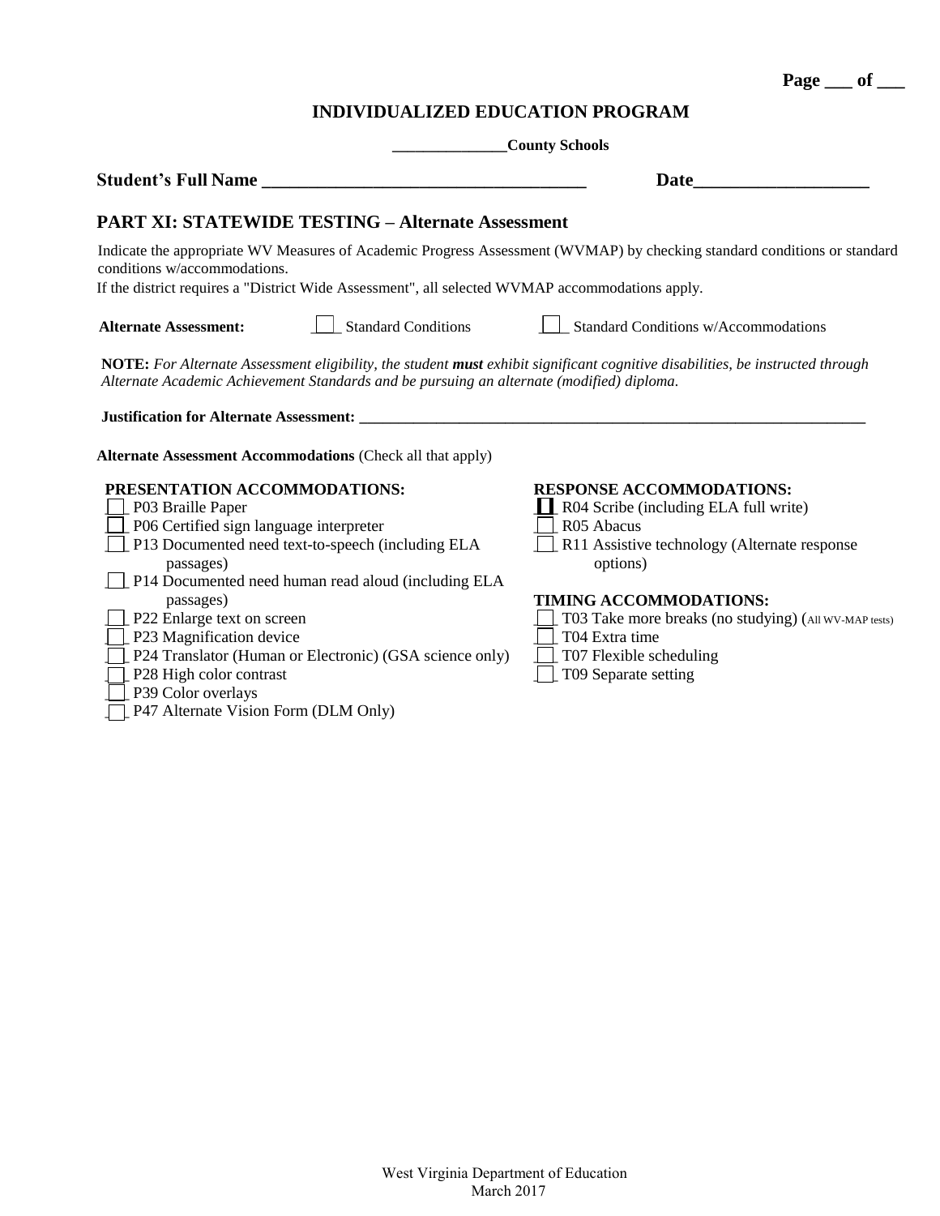# INDIVIDUALIZED EDUCATION PROGRAM

**______________County Schools**

**Student's Full Name ____________________________________ Date___________________**

## PART XI: STATEWIDE TESTING – Alternate Assessment

Indicate the appropriate WV Measures of Academic Progress Assessment (WVMAP) by checking standard conditions or standard conditions w/accommodations.

If the district requires a "District Wide Assessment", all selected WVMAP accommodations apply.

**Alternate Assessment:** ☐ Standard Conditions ☐ Standard Conditions w/Accommodations

**NOTE:** *For Alternate Assessment eligibility, the student **must** exhibit significant cognitive disabilities, be instructed through Alternate Academic Achievement Standards and be pursuing an alternate (modified) diploma.*

**Justification for Alternate Assessment:** ____________________________________________________________________

**Alternate Assessment Accommodations** (Check all that apply)

**PRESENTATION ACCOMMODATIONS:**

- ☐ P03 Braille Paper
- ☐ P06 Certified sign language interpreter
- ☐ P13 Documented need text-to-speech (including ELA passages)
- ☐ P14 Documented need human read aloud (including ELA passages)
- ☐ P22 Enlarge text on screen
- ☐ P23 Magnification device
- ☐ P24 Translator (Human or Electronic) (GSA science only)
- ☐ P28 High color contrast
- ☐ P39 Color overlays
- ☐ P47 Alternate Vision Form (DLM Only)

**RESPONSE ACCOMMODATIONS:**

- ☐ R04 Scribe (including ELA full write)
- ☐ R05 Abacus
- ☐ R11 Assistive technology (Alternate response options)

**TIMING ACCOMMODATIONS:**

- ☐ T03 Take more breaks (no studying) (All WV-MAP tests)
- ☐ T04 Extra time
- ☐ T07 Flexible scheduling
- ☐ T09 Separate setting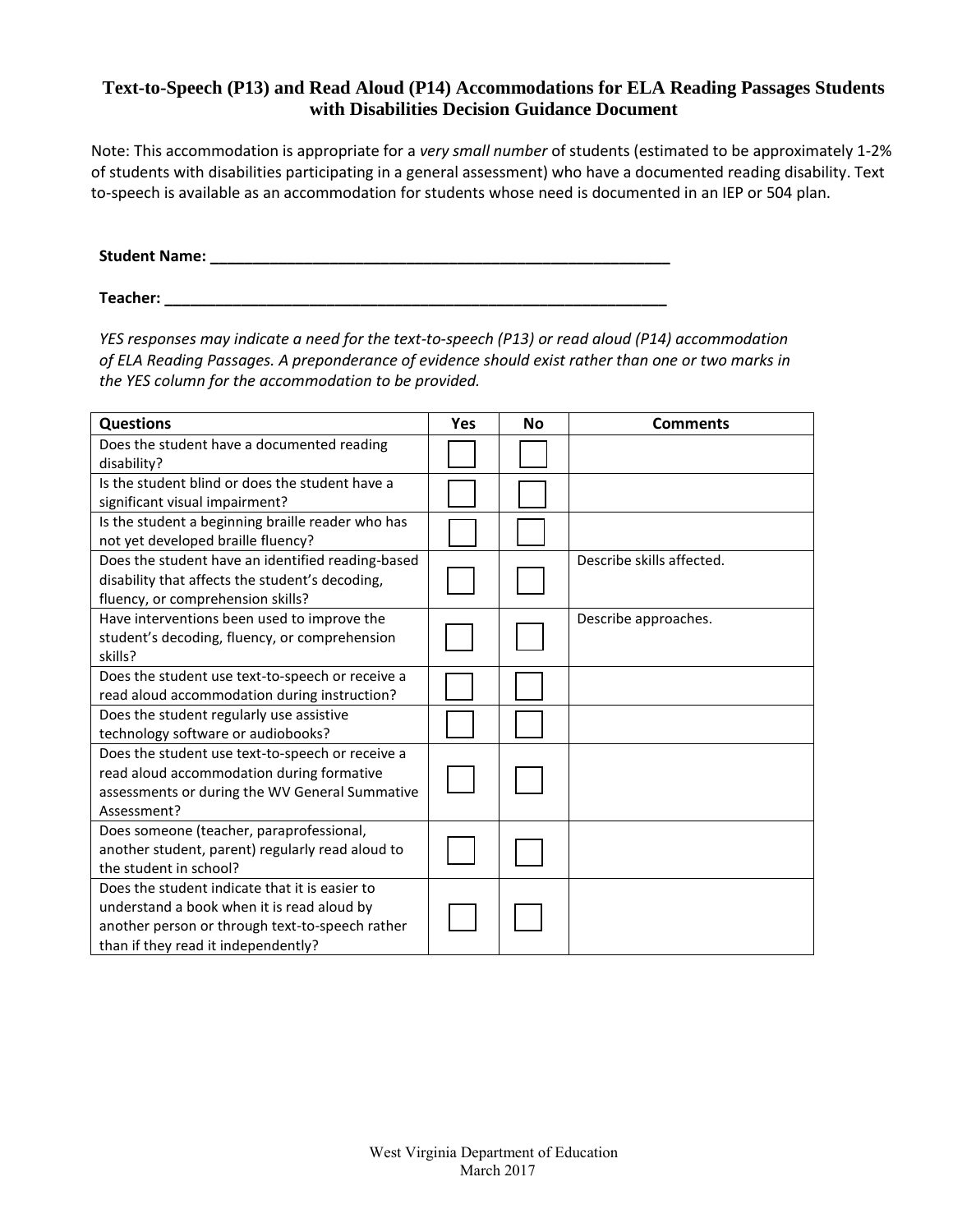# Text-to-Speech (P13) and Read Aloud (P14) Accommodations for ELA Reading Passages Students with Disabilities Decision Guidance Document

Note: This accommodation is appropriate for a *very small number* of students (estimated to be approximately 1-2% of students with disabilities participating in a general assessment) who have a documented reading disability. Text to-speech is available as an accommodation for students whose need is documented in an IEP or 504 plan.

**Student Name: ___________________________________________________**

**Teacher: ________________________________________________________**

*YES responses may indicate a need for the text-to-speech (P13) or read aloud (P14) accommodation of ELA Reading Passages. A preponderance of evidence should exist rather than one or two marks in the YES column for the accommodation to be provided.*

| Questions | Yes | No | Comments |
|---|---|---|---|
| Does the student have a documented reading disability? | ☐ | ☐ | |
| Is the student blind or does the student have a significant visual impairment? | ☐ | ☐ | |
| Is the student a beginning braille reader who has not yet developed braille fluency? | ☐ | ☐ | |
| Does the student have an identified reading-based disability that affects the student's decoding, fluency, or comprehension skills? | ☐ | ☐ | Describe skills affected. |
| Have interventions been used to improve the student's decoding, fluency, or comprehension skills? | ☐ | ☐ | Describe approaches. |
| Does the student use text-to-speech or receive a read aloud accommodation during instruction? | ☐ | ☐ | |
| Does the student regularly use assistive technology software or audiobooks? | ☐ | ☐ | |
| Does the student use text-to-speech or receive a read aloud accommodation during formative assessments or during the WV General Summative Assessment? | ☐ | ☐ | |
| Does someone (teacher, paraprofessional, another student, parent) regularly read aloud to the student in school? | ☐ | ☐ | |
| Does the student indicate that it is easier to understand a book when it is read aloud by another person or through text-to-speech rather than if they read it independently? | ☐ | ☐ | |

West Virginia Department of Education
March 2017